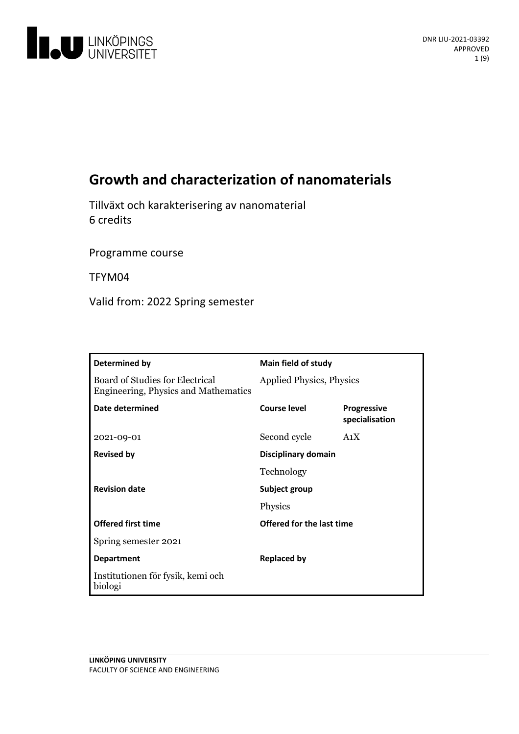DNR LIU-2021-03392
APPROVED

# Growth and characterization of nanomaterials

Tillväxt och karakterisering av nanomaterial
6 credits

Programme course

TFYM04

Valid from: 2022 Spring semester

| Determined by | Main field of study | |
|---|---|---|
| Board of Studies for Electrical Engineering, Physics and Mathematics | Applied Physics, Physics | |
| **Date determined** | **Course level** | **Progressive specialisation** |
| 2021-09-01 | Second cycle | A1X |
| **Revised by** | **Disciplinary domain** | |
| | Technology | |
| **Revision date** | **Subject group** | |
| | Physics | |
| **Offered first time** | **Offered for the last time** | |
| Spring semester 2021 | | |
| **Department** | **Replaced by** | |
| Institutionen för fysik, kemi och biologi | | |

LINKÖPING UNIVERSITY
FACULTY OF SCIENCE AND ENGINEERING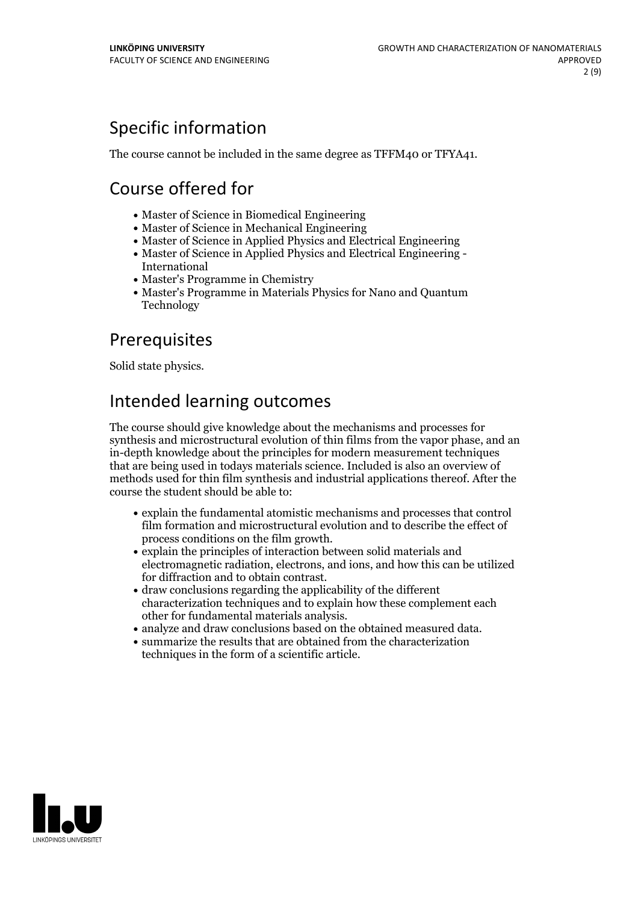## Specific information

The course cannot be included in the same degree as TFFM40 or TFYA41.

## Course offered for

- Master of Science in Biomedical Engineering
- Master of Science in Mechanical Engineering
- Master of Science in Applied Physics and Electrical Engineering
- Master of Science in Applied Physics and Electrical Engineering - International
- Master's Programme in Chemistry
- Master's Programme in Materials Physics for Nano and Quantum Technology

## Prerequisites

Solid state physics.

## Intended learning outcomes

The course should give knowledge about the mechanisms and processes for synthesis and microstructural evolution of thin films from the vapor phase, and an in-depth knowledge about the principles for modern measurement techniques that are being used in todays materials science. Included is also an overview of methods used for thin film synthesis and industrial applications thereof. After the course the student should be able to:

- explain the fundamental atomistic mechanisms and processes that control film formation and microstructural evolution and to describe the effect of process conditions on the film growth.
- explain the principles of interaction between solid materials and electromagnetic radiation, electrons, and ions, and how this can be utilized for diffraction and to obtain contrast.
- draw conclusions regarding the applicability of the different characterization techniques and to explain how these complement each other for fundamental materials analysis.
- analyze and draw conclusions based on the obtained measured data.
- summarize the results that are obtained from the characterization techniques in the form of a scientific article.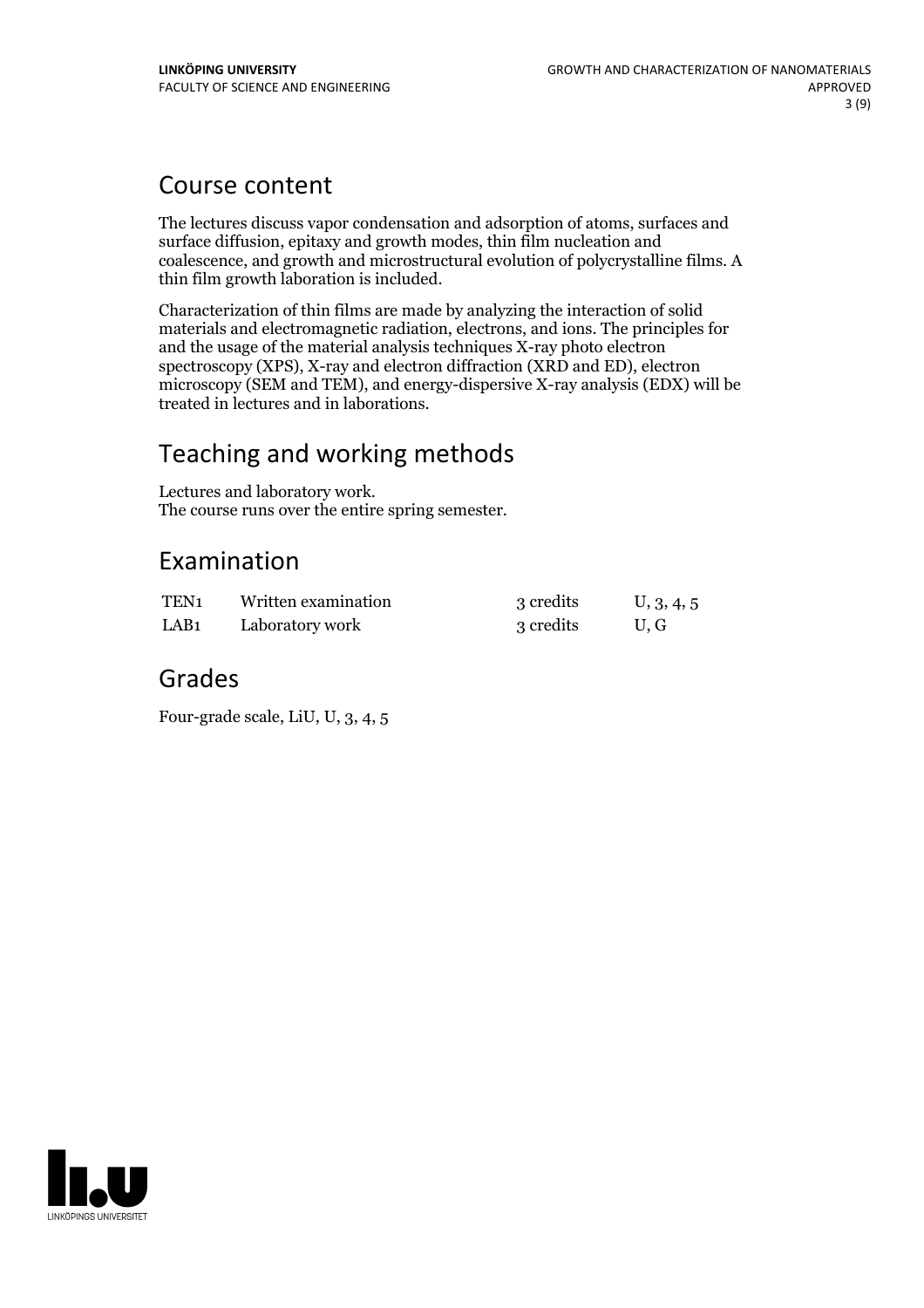## Course content

The lectures discuss vapor condensation and adsorption of atoms, surfaces and surface diffusion, epitaxy and growth modes, thin film nucleation and coalescence, and growth and microstructural evolution of polycrystalline films. A thin film growth laboration is included.

Characterization of thin films are made by analyzing the interaction of solid materials and electromagnetic radiation, electrons, and ions. The principles for and the usage of the material analysis techniques X-ray photo electron spectroscopy (XPS), X-ray and electron diffraction (XRD and ED), electron microscopy (SEM and TEM), and energy-dispersive X-ray analysis (EDX) will be treated in lectures and in laborations.

## Teaching and working methods

Lectures and laboratory work.
The course runs over the entire spring semester.

## Examination

| | | | |
|---|---|---|---|
| TEN1 | Written examination | 3 credits | U, 3, 4, 5 |
| LAB1 | Laboratory work | 3 credits | U, G |

## Grades

Four-grade scale, LiU, U, 3, 4, 5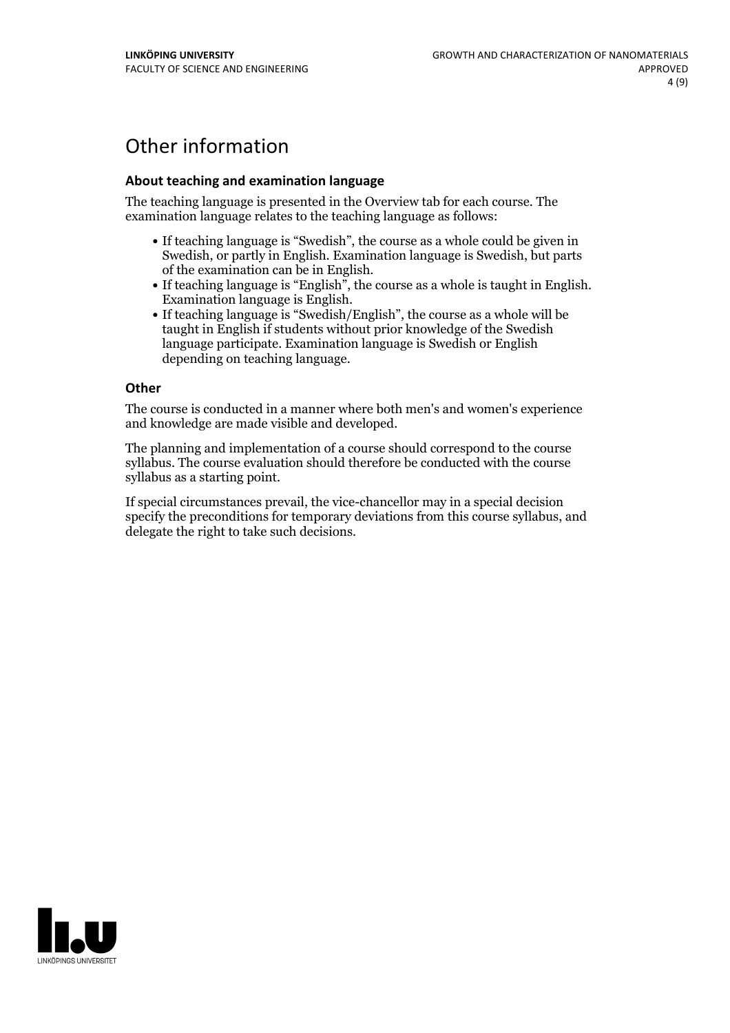# Other information

### About teaching and examination language

The teaching language is presented in the Overview tab for each course. The examination language relates to the teaching language as follows:

- If teaching language is "Swedish", the course as a whole could be given in Swedish, or partly in English. Examination language is Swedish, but parts of the examination can be in English.
- If teaching language is "English", the course as a whole is taught in English. Examination language is English.
- If teaching language is "Swedish/English", the course as a whole will be taught in English if students without prior knowledge of the Swedish language participate. Examination language is Swedish or English depending on teaching language.

### Other

The course is conducted in a manner where both men's and women's experience and knowledge are made visible and developed.

The planning and implementation of a course should correspond to the course syllabus. The course evaluation should therefore be conducted with the course syllabus as a starting point.

If special circumstances prevail, the vice-chancellor may in a special decision specify the preconditions for temporary deviations from this course syllabus, and delegate the right to take such decisions.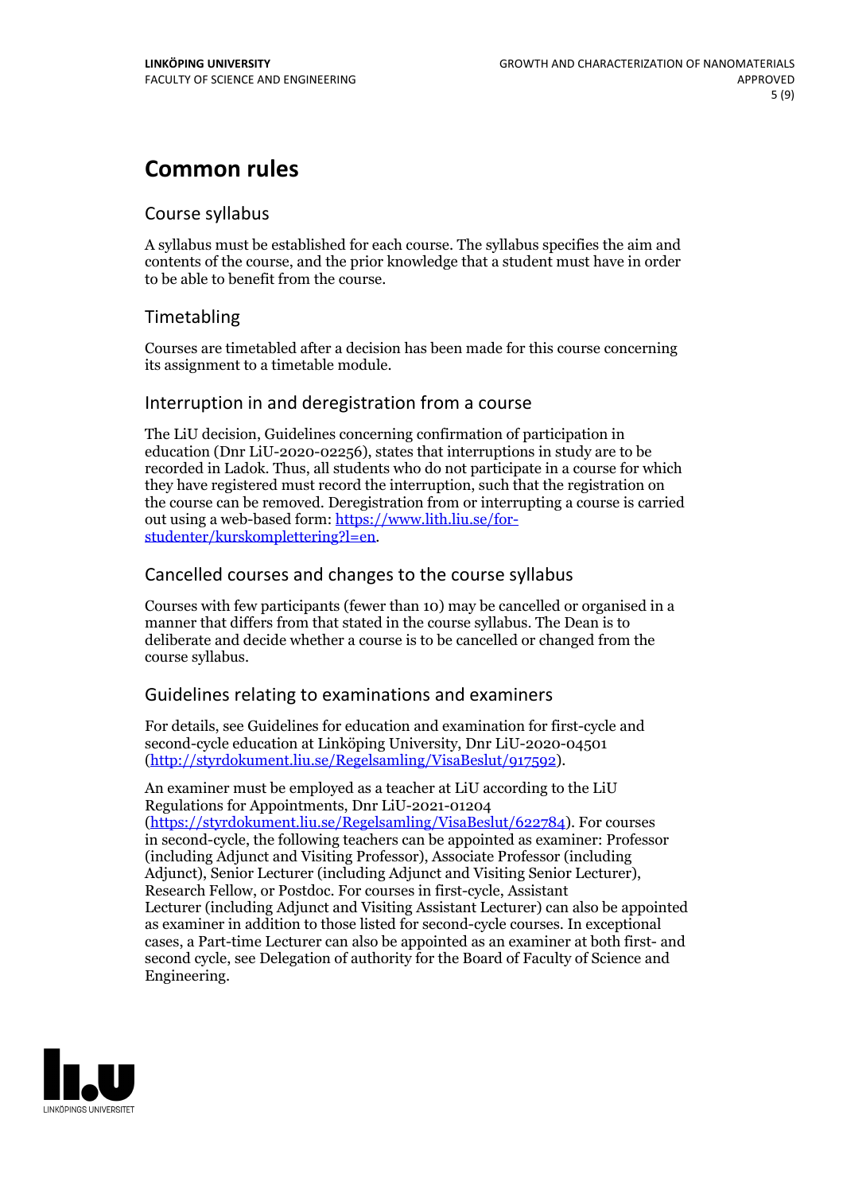# Common rules

## Course syllabus

A syllabus must be established for each course. The syllabus specifies the aim and contents of the course, and the prior knowledge that a student must have in order to be able to benefit from the course.

## Timetabling

Courses are timetabled after a decision has been made for this course concerning its assignment to a timetable module.

## Interruption in and deregistration from a course

The LiU decision, Guidelines concerning confirmation of participation in education (Dnr LiU-2020-02256), states that interruptions in study are to be recorded in Ladok. Thus, all students who do not participate in a course for which they have registered must record the interruption, such that the registration on the course can be removed. Deregistration from or interrupting a course is carried out using a web-based form: https://www.lith.liu.se/for-studenter/kurskomplettering?l=en.

## Cancelled courses and changes to the course syllabus

Courses with few participants (fewer than 10) may be cancelled or organised in a manner that differs from that stated in the course syllabus. The Dean is to deliberate and decide whether a course is to be cancelled or changed from the course syllabus.

## Guidelines relating to examinations and examiners

For details, see Guidelines for education and examination for first-cycle and second-cycle education at Linköping University, Dnr LiU-2020-04501 (http://styrdokument.liu.se/Regelsamling/VisaBeslut/917592).

An examiner must be employed as a teacher at LiU according to the LiU Regulations for Appointments, Dnr LiU-2021-01204 (https://styrdokument.liu.se/Regelsamling/VisaBeslut/622784). For courses in second-cycle, the following teachers can be appointed as examiner: Professor (including Adjunct and Visiting Professor), Associate Professor (including Adjunct), Senior Lecturer (including Adjunct and Visiting Senior Lecturer), Research Fellow, or Postdoc. For courses in first-cycle, Assistant Lecturer (including Adjunct and Visiting Assistant Lecturer) can also be appointed as examiner in addition to those listed for second-cycle courses. In exceptional cases, a Part-time Lecturer can also be appointed as an examiner at both first- and second cycle, see Delegation of authority for the Board of Faculty of Science and Engineering.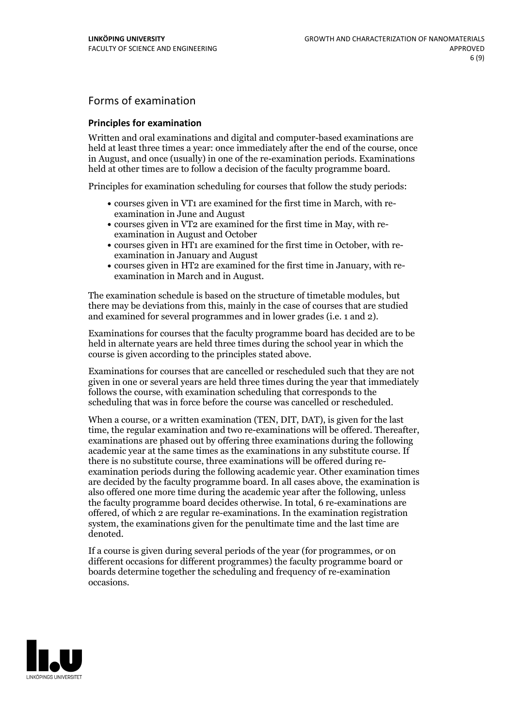## Forms of examination

### Principles for examination

Written and oral examinations and digital and computer-based examinations are held at least three times a year: once immediately after the end of the course, once in August, and once (usually) in one of the re-examination periods. Examinations held at other times are to follow a decision of the faculty programme board.

Principles for examination scheduling for courses that follow the study periods:

- courses given in VT1 are examined for the first time in March, with re-examination in June and August
- courses given in VT2 are examined for the first time in May, with re-examination in August and October
- courses given in HT1 are examined for the first time in October, with re-examination in January and August
- courses given in HT2 are examined for the first time in January, with re-examination in March and in August.

The examination schedule is based on the structure of timetable modules, but there may be deviations from this, mainly in the case of courses that are studied and examined for several programmes and in lower grades (i.e. 1 and 2).

Examinations for courses that the faculty programme board has decided are to be held in alternate years are held three times during the school year in which the course is given according to the principles stated above.

Examinations for courses that are cancelled or rescheduled such that they are not given in one or several years are held three times during the year that immediately follows the course, with examination scheduling that corresponds to the scheduling that was in force before the course was cancelled or rescheduled.

When a course, or a written examination (TEN, DIT, DAT), is given for the last time, the regular examination and two re-examinations will be offered. Thereafter, examinations are phased out by offering three examinations during the following academic year at the same times as the examinations in any substitute course. If there is no substitute course, three examinations will be offered during re-examination periods during the following academic year. Other examination times are decided by the faculty programme board. In all cases above, the examination is also offered one more time during the academic year after the following, unless the faculty programme board decides otherwise. In total, 6 re-examinations are offered, of which 2 are regular re-examinations. In the examination registration system, the examinations given for the penultimate time and the last time are denoted.

If a course is given during several periods of the year (for programmes, or on different occasions for different programmes) the faculty programme board or boards determine together the scheduling and frequency of re-examination occasions.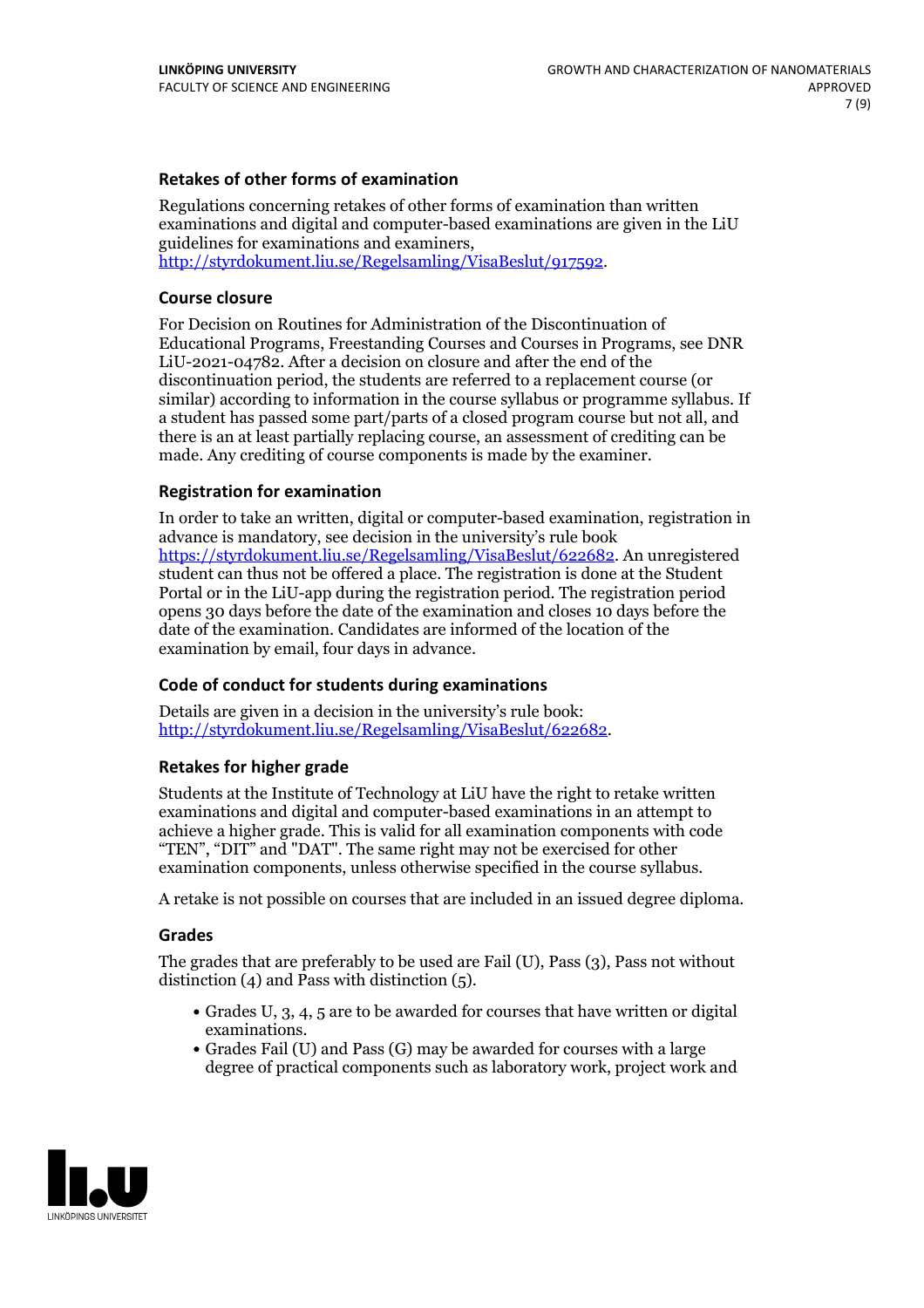### Retakes of other forms of examination

Regulations concerning retakes of other forms of examination than written examinations and digital and computer-based examinations are given in the LiU guidelines for examinations and examiners, http://styrdokument.liu.se/Regelsamling/VisaBeslut/917592.

### Course closure

For Decision on Routines for Administration of the Discontinuation of Educational Programs, Freestanding Courses and Courses in Programs, see DNR LiU-2021-04782. After a decision on closure and after the end of the discontinuation period, the students are referred to a replacement course (or similar) according to information in the course syllabus or programme syllabus. If a student has passed some part/parts of a closed program course but not all, and there is an at least partially replacing course, an assessment of crediting can be made. Any crediting of course components is made by the examiner.

### Registration for examination

In order to take an written, digital or computer-based examination, registration in advance is mandatory, see decision in the university's rule book https://styrdokument.liu.se/Regelsamling/VisaBeslut/622682. An unregistered student can thus not be offered a place. The registration is done at the Student Portal or in the LiU-app during the registration period. The registration period opens 30 days before the date of the examination and closes 10 days before the date of the examination. Candidates are informed of the location of the examination by email, four days in advance.

### Code of conduct for students during examinations

Details are given in a decision in the university's rule book: http://styrdokument.liu.se/Regelsamling/VisaBeslut/622682.

### Retakes for higher grade

Students at the Institute of Technology at LiU have the right to retake written examinations and digital and computer-based examinations in an attempt to achieve a higher grade. This is valid for all examination components with code "TEN", "DIT" and "DAT". The same right may not be exercised for other examination components, unless otherwise specified in the course syllabus.

A retake is not possible on courses that are included in an issued degree diploma.

### Grades

The grades that are preferably to be used are Fail (U), Pass (3), Pass not without distinction (4) and Pass with distinction (5).

- Grades U, 3, 4, 5 are to be awarded for courses that have written or digital examinations.
- Grades Fail (U) and Pass (G) may be awarded for courses with a large degree of practical components such as laboratory work, project work and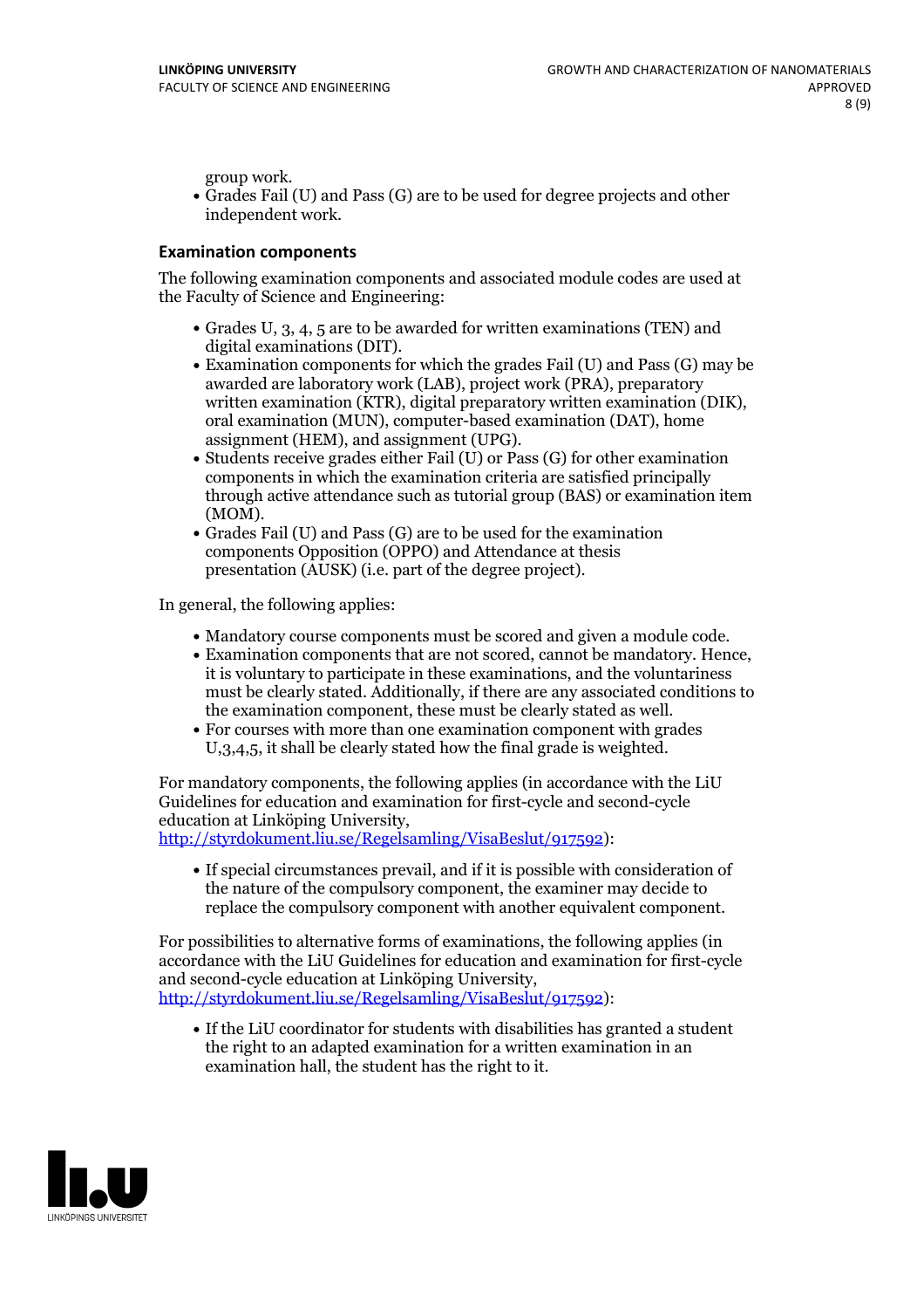group work.

- Grades Fail (U) and Pass (G) are to be used for degree projects and other independent work.

### Examination components

The following examination components and associated module codes are used at the Faculty of Science and Engineering:

- Grades U, 3, 4, 5 are to be awarded for written examinations (TEN) and digital examinations (DIT).
- Examination components for which the grades Fail (U) and Pass (G) may be awarded are laboratory work (LAB), project work (PRA), preparatory written examination (KTR), digital preparatory written examination (DIK), oral examination (MUN), computer-based examination (DAT), home assignment (HEM), and assignment (UPG).
- Students receive grades either Fail (U) or Pass (G) for other examination components in which the examination criteria are satisfied principally through active attendance such as tutorial group (BAS) or examination item (MOM).
- Grades Fail (U) and Pass (G) are to be used for the examination components Opposition (OPPO) and Attendance at thesis presentation (AUSK) (i.e. part of the degree project).

In general, the following applies:

- Mandatory course components must be scored and given a module code.
- Examination components that are not scored, cannot be mandatory. Hence, it is voluntary to participate in these examinations, and the voluntariness must be clearly stated. Additionally, if there are any associated conditions to the examination component, these must be clearly stated as well.
- For courses with more than one examination component with grades U,3,4,5, it shall be clearly stated how the final grade is weighted.

For mandatory components, the following applies (in accordance with the LiU Guidelines for education and examination for first-cycle and second-cycle education at Linköping University, http://styrdokument.liu.se/Regelsamling/VisaBeslut/917592):

- If special circumstances prevail, and if it is possible with consideration of the nature of the compulsory component, the examiner may decide to replace the compulsory component with another equivalent component.

For possibilities to alternative forms of examinations, the following applies (in accordance with the LiU Guidelines for education and examination for first-cycle and second-cycle education at Linköping University, http://styrdokument.liu.se/Regelsamling/VisaBeslut/917592):

- If the LiU coordinator for students with disabilities has granted a student the right to an adapted examination for a written examination in an examination hall, the student has the right to it.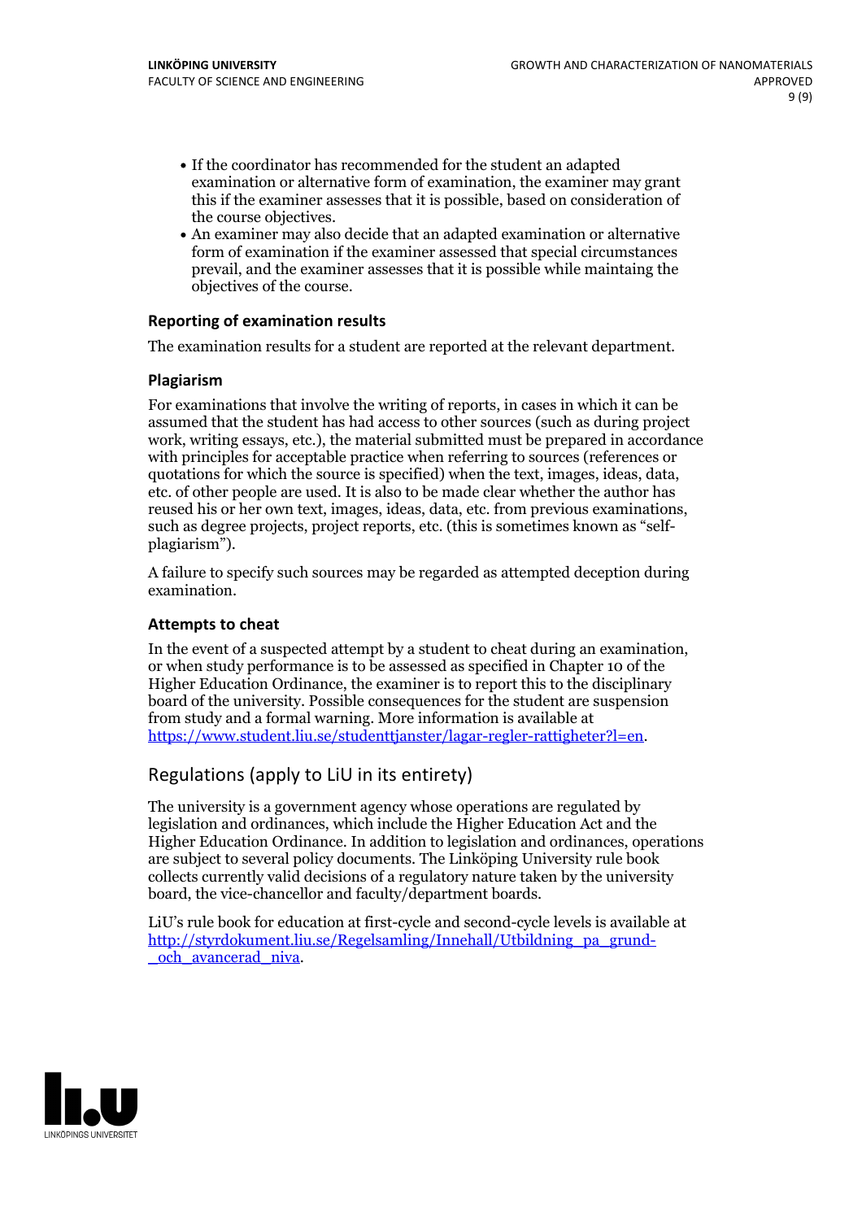- If the coordinator has recommended for the student an adapted examination or alternative form of examination, the examiner may grant this if the examiner assesses that it is possible, based on consideration of the course objectives.
- An examiner may also decide that an adapted examination or alternative form of examination if the examiner assessed that special circumstances prevail, and the examiner assesses that it is possible while maintaing the objectives of the course.

### Reporting of examination results

The examination results for a student are reported at the relevant department.

### Plagiarism

For examinations that involve the writing of reports, in cases in which it can be assumed that the student has had access to other sources (such as during project work, writing essays, etc.), the material submitted must be prepared in accordance with principles for acceptable practice when referring to sources (references or quotations for which the source is specified) when the text, images, ideas, data, etc. of other people are used. It is also to be made clear whether the author has reused his or her own text, images, ideas, data, etc. from previous examinations, such as degree projects, project reports, etc. (this is sometimes known as "self-plagiarism").

A failure to specify such sources may be regarded as attempted deception during examination.

### Attempts to cheat

In the event of a suspected attempt by a student to cheat during an examination, or when study performance is to be assessed as specified in Chapter 10 of the Higher Education Ordinance, the examiner is to report this to the disciplinary board of the university. Possible consequences for the student are suspension from study and a formal warning. More information is available at https://www.student.liu.se/studenttjanster/lagar-regler-rattigheter?l=en.

## Regulations (apply to LiU in its entirety)

The university is a government agency whose operations are regulated by legislation and ordinances, which include the Higher Education Act and the Higher Education Ordinance. In addition to legislation and ordinances, operations are subject to several policy documents. The Linköping University rule book collects currently valid decisions of a regulatory nature taken by the university board, the vice-chancellor and faculty/department boards.

LiU's rule book for education at first-cycle and second-cycle levels is available at http://styrdokument.liu.se/Regelsamling/Innehall/Utbildning_pa_grund-_och_avancerad_niva.